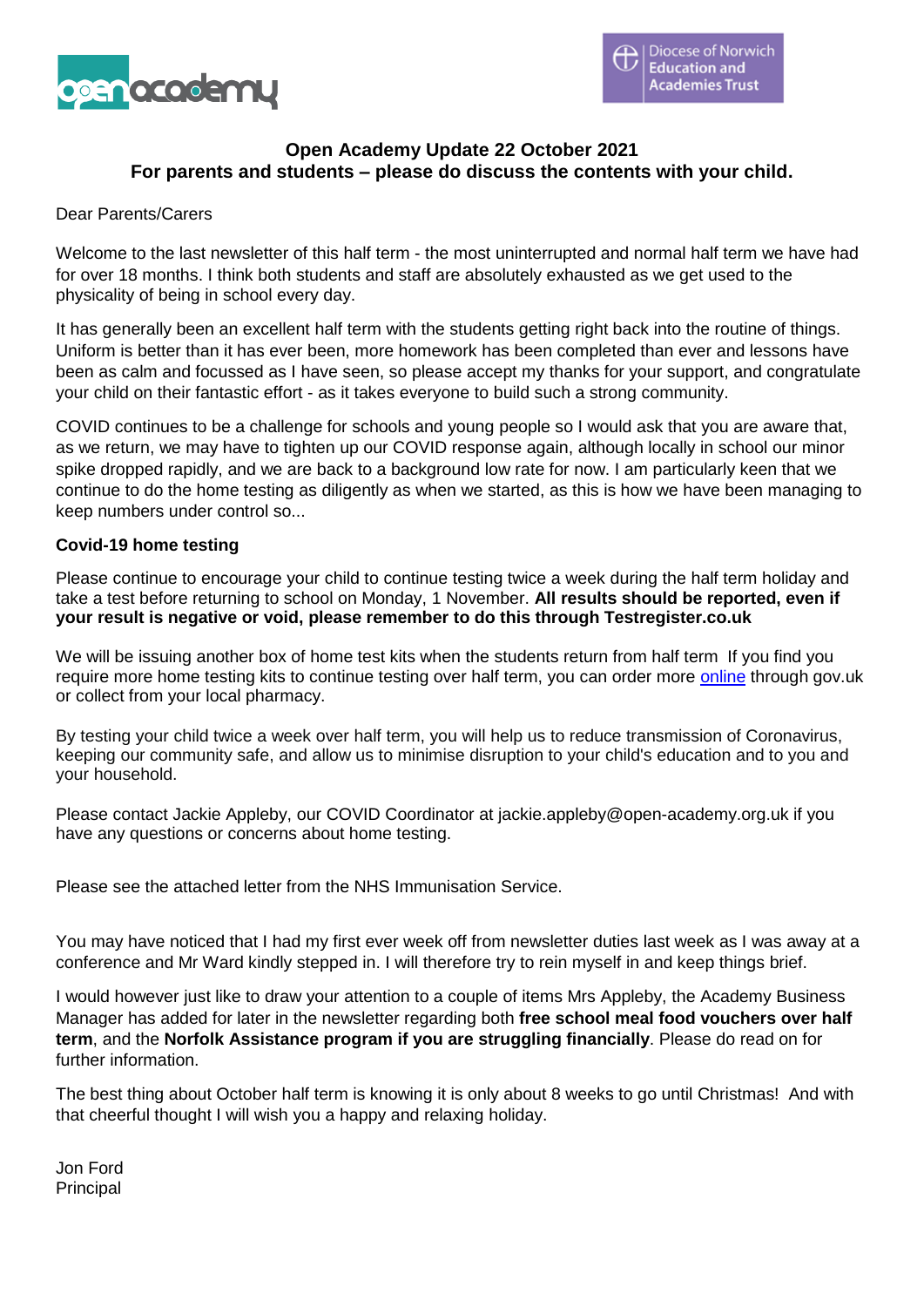**Open Academy Update 22 October 2021**
**For parents and students – please do discuss the contents with your child.**

Dear Parents/Carers

Welcome to the last newsletter of this half term - the most uninterrupted and normal half term we have had for over 18 months. I think both students and staff are absolutely exhausted as we get used to the physicality of being in school every day.

It has generally been an excellent half term with the students getting right back into the routine of things. Uniform is better than it has ever been, more homework has been completed than ever and lessons have been as calm and focussed as I have seen, so please accept my thanks for your support, and congratulate your child on their fantastic effort - as it takes everyone to build such a strong community.

COVID continues to be a challenge for schools and young people so I would ask that you are aware that, as we return, we may have to tighten up our COVID response again, although locally in school our minor spike dropped rapidly, and we are back to a background low rate for now. I am particularly keen that we continue to do the home testing as diligently as when we started, as this is how we have been managing to keep numbers under control so...

**Covid-19 home testing**

Please continue to encourage your child to continue testing twice a week during the half term holiday and take a test before returning to school on Monday, 1 November. **All results should be reported, even if your result is negative or void, please remember to do this through Testregister.co.uk**

We will be issuing another box of home test kits when the students return from half term If you find you require more home testing kits to continue testing over half term, you can order more online through gov.uk or collect from your local pharmacy.

By testing your child twice a week over half term, you will help us to reduce transmission of Coronavirus, keeping our community safe, and allow us to minimise disruption to your child's education and to you and your household.

Please contact Jackie Appleby, our COVID Coordinator at jackie.appleby@open-academy.org.uk if you have any questions or concerns about home testing.

Please see the attached letter from the NHS Immunisation Service.

You may have noticed that I had my first ever week off from newsletter duties last week as I was away at a conference and Mr Ward kindly stepped in. I will therefore try to rein myself in and keep things brief.

I would however just like to draw your attention to a couple of items Mrs Appleby, the Academy Business Manager has added for later in the newsletter regarding both **free school meal food vouchers over half term**, and the **Norfolk Assistance program if you are struggling financially**. Please do read on for further information.

The best thing about October half term is knowing it is only about 8 weeks to go until Christmas! And with that cheerful thought I will wish you a happy and relaxing holiday.

Jon Ford
Principal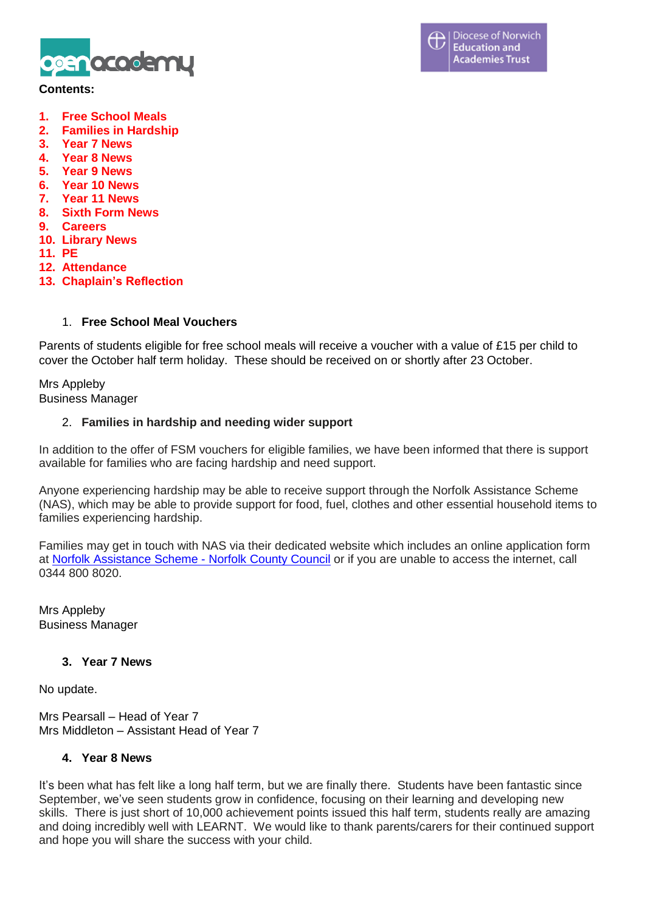**Contents:**

1. **Free School Meals**
2. **Families in Hardship**
3. **Year 7 News**
4. **Year 8 News**
5. **Year 9 News**
6. **Year 10 News**
7. **Year 11 News**
8. **Sixth Form News**
9. **Careers**
10. **Library News**
11. **PE**
12. **Attendance**
13. **Chaplain's Reflection**

## 1. Free School Meal Vouchers

Parents of students eligible for free school meals will receive a voucher with a value of £15 per child to cover the October half term holiday. These should be received on or shortly after 23 October.

Mrs Appleby
Business Manager

## 2. Families in hardship and needing wider support

In addition to the offer of FSM vouchers for eligible families, we have been informed that there is support available for families who are facing hardship and need support.

Anyone experiencing hardship may be able to receive support through the Norfolk Assistance Scheme (NAS), which may be able to provide support for food, fuel, clothes and other essential household items to families experiencing hardship.

Families may get in touch with NAS via their dedicated website which includes an online application form at Norfolk Assistance Scheme - Norfolk County Council or if you are unable to access the internet, call 0344 800 8020.

Mrs Appleby
Business Manager

## 3. Year 7 News

No update.

Mrs Pearsall – Head of Year 7
Mrs Middleton – Assistant Head of Year 7

## 4. Year 8 News

It's been what has felt like a long half term, but we are finally there. Students have been fantastic since September, we've seen students grow in confidence, focusing on their learning and developing new skills. There is just short of 10,000 achievement points issued this half term, students really are amazing and doing incredibly well with LEARNT. We would like to thank parents/carers for their continued support and hope you will share the success with your child.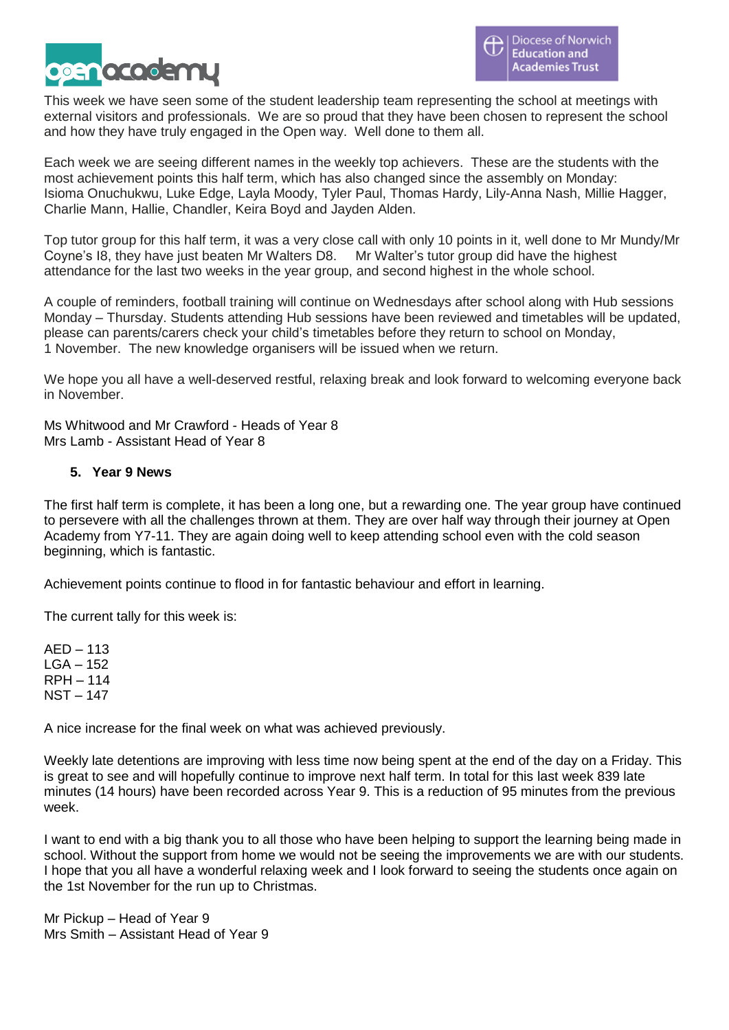This week we have seen some of the student leadership team representing the school at meetings with external visitors and professionals. We are so proud that they have been chosen to represent the school and how they have truly engaged in the Open way. Well done to them all.

Each week we are seeing different names in the weekly top achievers. These are the students with the most achievement points this half term, which has also changed since the assembly on Monday: Isioma Onuchukwu, Luke Edge, Layla Moody, Tyler Paul, Thomas Hardy, Lily-Anna Nash, Millie Hagger, Charlie Mann, Hallie, Chandler, Keira Boyd and Jayden Alden.

Top tutor group for this half term, it was a very close call with only 10 points in it, well done to Mr Mundy/Mr Coyne's I8, they have just beaten Mr Walters D8. Mr Walter's tutor group did have the highest attendance for the last two weeks in the year group, and second highest in the whole school.

A couple of reminders, football training will continue on Wednesdays after school along with Hub sessions Monday – Thursday. Students attending Hub sessions have been reviewed and timetables will be updated, please can parents/carers check your child's timetables before they return to school on Monday, 1 November. The new knowledge organisers will be issued when we return.

We hope you all have a well-deserved restful, relaxing break and look forward to welcoming everyone back in November.

Ms Whitwood and Mr Crawford - Heads of Year 8
Mrs Lamb - Assistant Head of Year 8

## 5. Year 9 News

The first half term is complete, it has been a long one, but a rewarding one. The year group have continued to persevere with all the challenges thrown at them. They are over half way through their journey at Open Academy from Y7-11. They are again doing well to keep attending school even with the cold season beginning, which is fantastic.

Achievement points continue to flood in for fantastic behaviour and effort in learning.

The current tally for this week is:

AED – 113
LGA – 152
RPH – 114
NST – 147

A nice increase for the final week on what was achieved previously.

Weekly late detentions are improving with less time now being spent at the end of the day on a Friday. This is great to see and will hopefully continue to improve next half term. In total for this last week 839 late minutes (14 hours) have been recorded across Year 9. This is a reduction of 95 minutes from the previous week.

I want to end with a big thank you to all those who have been helping to support the learning being made in school. Without the support from home we would not be seeing the improvements we are with our students. I hope that you all have a wonderful relaxing week and I look forward to seeing the students once again on the 1st November for the run up to Christmas.

Mr Pickup – Head of Year 9
Mrs Smith – Assistant Head of Year 9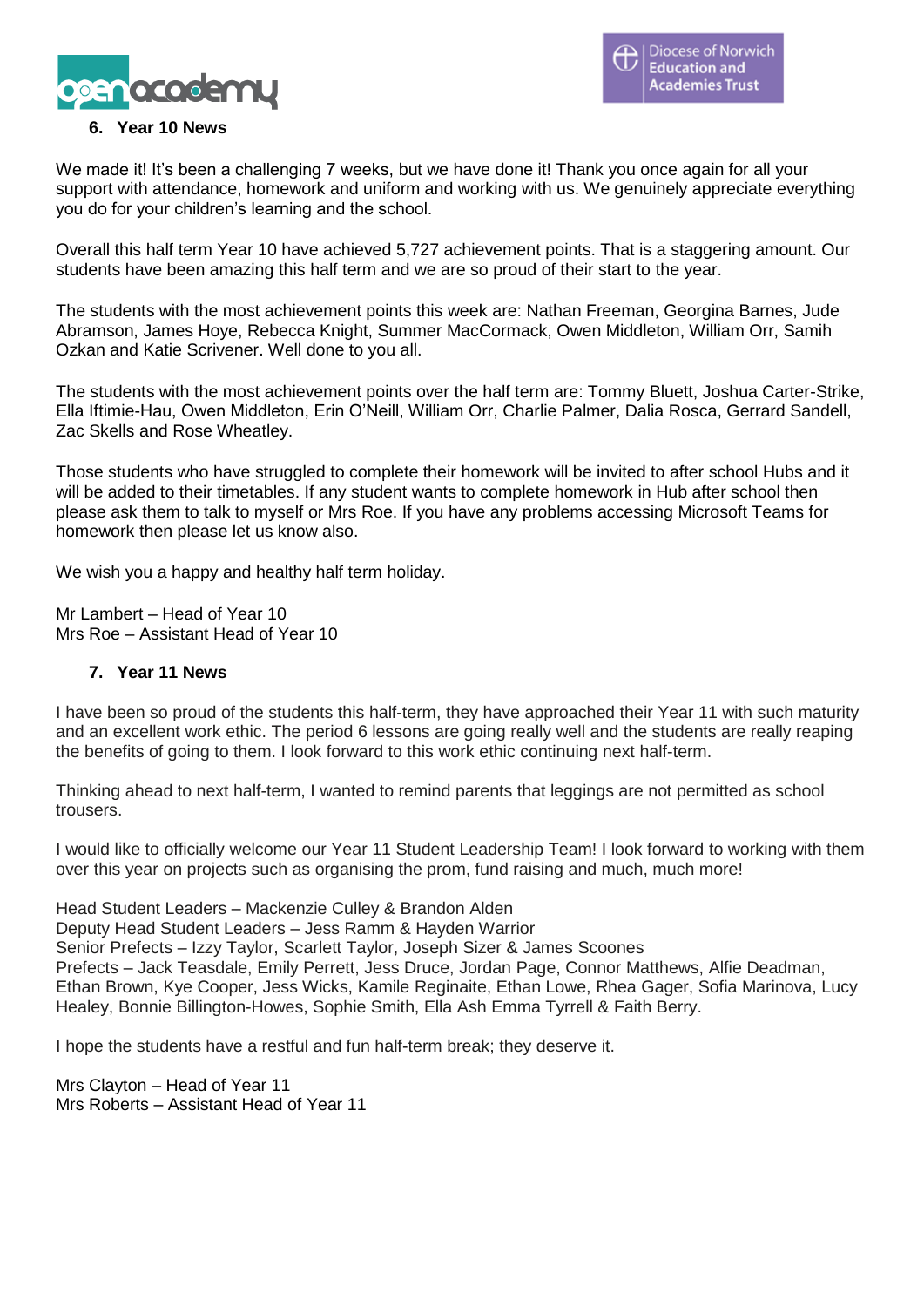## 6. Year 10 News

We made it! It's been a challenging 7 weeks, but we have done it! Thank you once again for all your support with attendance, homework and uniform and working with us. We genuinely appreciate everything you do for your children's learning and the school.

Overall this half term Year 10 have achieved 5,727 achievement points. That is a staggering amount. Our students have been amazing this half term and we are so proud of their start to the year.

The students with the most achievement points this week are: Nathan Freeman, Georgina Barnes, Jude Abramson, James Hoye, Rebecca Knight, Summer MacCormack, Owen Middleton, William Orr, Samih Ozkan and Katie Scrivener. Well done to you all.

The students with the most achievement points over the half term are: Tommy Bluett, Joshua Carter-Strike, Ella Iftimie-Hau, Owen Middleton, Erin O'Neill, William Orr, Charlie Palmer, Dalia Rosca, Gerrard Sandell, Zac Skells and Rose Wheatley.

Those students who have struggled to complete their homework will be invited to after school Hubs and it will be added to their timetables. If any student wants to complete homework in Hub after school then please ask them to talk to myself or Mrs Roe. If you have any problems accessing Microsoft Teams for homework then please let us know also.

We wish you a happy and healthy half term holiday.

Mr Lambert – Head of Year 10
Mrs Roe – Assistant Head of Year 10

## 7. Year 11 News

I have been so proud of the students this half-term, they have approached their Year 11 with such maturity and an excellent work ethic. The period 6 lessons are going really well and the students are really reaping the benefits of going to them. I look forward to this work ethic continuing next half-term.

Thinking ahead to next half-term, I wanted to remind parents that leggings are not permitted as school trousers.

I would like to officially welcome our Year 11 Student Leadership Team! I look forward to working with them over this year on projects such as organising the prom, fund raising and much, much more!

Head Student Leaders – Mackenzie Culley & Brandon Alden
Deputy Head Student Leaders – Jess Ramm & Hayden Warrior
Senior Prefects – Izzy Taylor, Scarlett Taylor, Joseph Sizer & James Scoones
Prefects – Jack Teasdale, Emily Perrett, Jess Druce, Jordan Page, Connor Matthews, Alfie Deadman, Ethan Brown, Kye Cooper, Jess Wicks, Kamile Reginaite, Ethan Lowe, Rhea Gager, Sofia Marinova, Lucy Healey, Bonnie Billington-Howes, Sophie Smith, Ella Ash Emma Tyrrell & Faith Berry.

I hope the students have a restful and fun half-term break; they deserve it.

Mrs Clayton – Head of Year 11
Mrs Roberts – Assistant Head of Year 11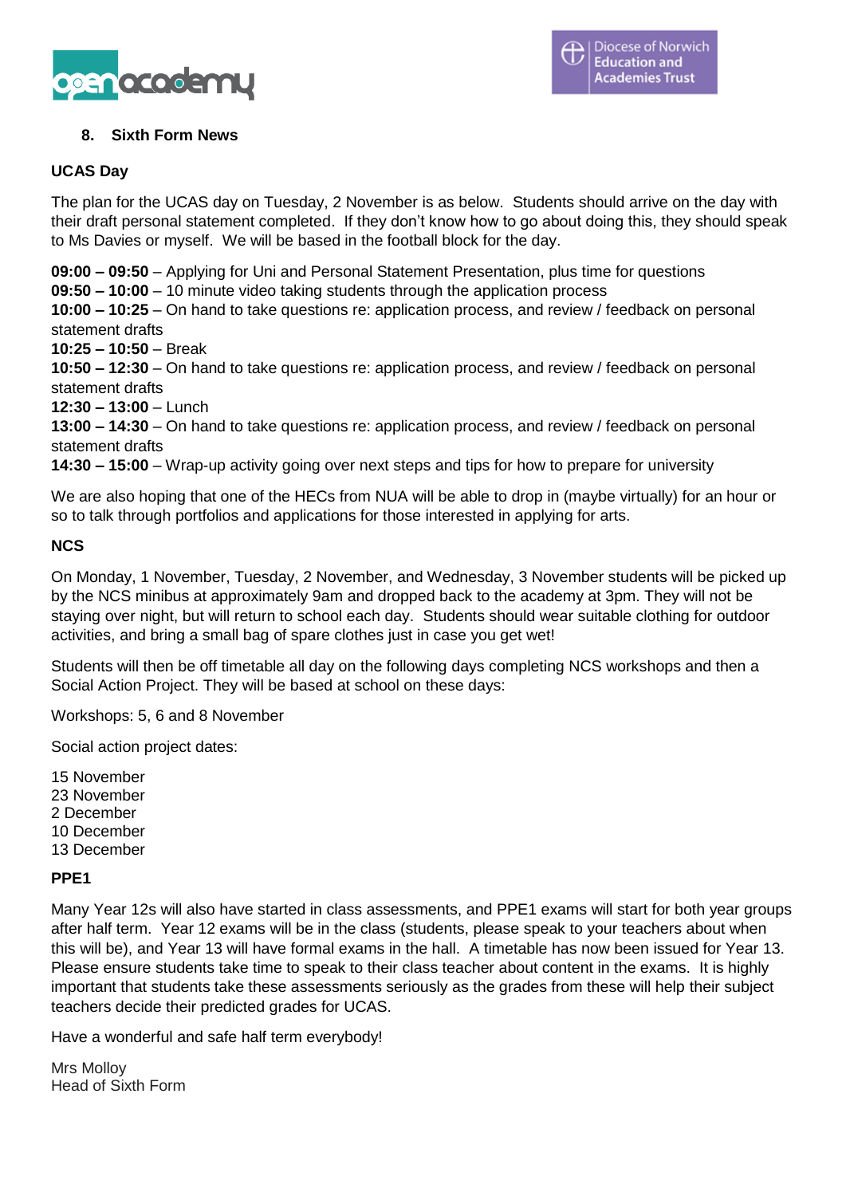## 8. Sixth Form News

### UCAS Day

The plan for the UCAS day on Tuesday, 2 November is as below. Students should arrive on the day with their draft personal statement completed. If they don't know how to go about doing this, they should speak to Ms Davies or myself. We will be based in the football block for the day.

**09:00 – 09:50** – Applying for Uni and Personal Statement Presentation, plus time for questions
**09:50 – 10:00** – 10 minute video taking students through the application process
**10:00 – 10:25** – On hand to take questions re: application process, and review / feedback on personal statement drafts
**10:25 – 10:50** – Break
**10:50 – 12:30** – On hand to take questions re: application process, and review / feedback on personal statement drafts
**12:30 – 13:00** – Lunch
**13:00 – 14:30** – On hand to take questions re: application process, and review / feedback on personal statement drafts
**14:30 – 15:00** – Wrap-up activity going over next steps and tips for how to prepare for university

We are also hoping that one of the HECs from NUA will be able to drop in (maybe virtually) for an hour or so to talk through portfolios and applications for those interested in applying for arts.

### NCS

On Monday, 1 November, Tuesday, 2 November, and Wednesday, 3 November students will be picked up by the NCS minibus at approximately 9am and dropped back to the academy at 3pm. They will not be staying over night, but will return to school each day. Students should wear suitable clothing for outdoor activities, and bring a small bag of spare clothes just in case you get wet!

Students will then be off timetable all day on the following days completing NCS workshops and then a Social Action Project. They will be based at school on these days:

Workshops: 5, 6 and 8 November

Social action project dates:

15 November
23 November
2 December
10 December
13 December

### PPE1

Many Year 12s will also have started in class assessments, and PPE1 exams will start for both year groups after half term. Year 12 exams will be in the class (students, please speak to your teachers about when this will be), and Year 13 will have formal exams in the hall. A timetable has now been issued for Year 13. Please ensure students take time to speak to their class teacher about content in the exams. It is highly important that students take these assessments seriously as the grades from these will help their subject teachers decide their predicted grades for UCAS.

Have a wonderful and safe half term everybody!

Mrs Molloy
Head of Sixth Form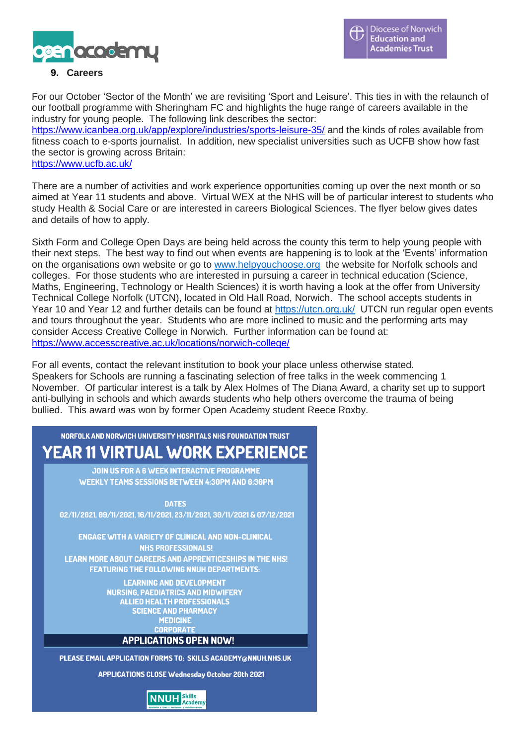## 9. Careers

For our October 'Sector of the Month' we are revisiting 'Sport and Leisure'. This ties in with the relaunch of our football programme with Sheringham FC and highlights the huge range of careers available in the industry for young people. The following link describes the sector: https://www.icanbea.org.uk/app/explore/industries/sports-leisure-35/ and the kinds of roles available from fitness coach to e-sports journalist. In addition, new specialist universities such as UCFB show how fast the sector is growing across Britain:
https://www.ucfb.ac.uk/

There are a number of activities and work experience opportunities coming up over the next month or so aimed at Year 11 students and above. Virtual WEX at the NHS will be of particular interest to students who study Health & Social Care or are interested in careers Biological Sciences. The flyer below gives dates and details of how to apply.

Sixth Form and College Open Days are being held across the county this term to help young people with their next steps. The best way to find out when events are happening is to look at the 'Events' information on the organisations own website or go to www.helpyouchoose.org the website for Norfolk schools and colleges. For those students who are interested in pursuing a career in technical education (Science, Maths, Engineering, Technology or Health Sciences) it is worth having a look at the offer from University Technical College Norfolk (UTCN), located in Old Hall Road, Norwich. The school accepts students in Year 10 and Year 12 and further details can be found at https://utcn.org.uk/ UTCN run regular open events and tours throughout the year. Students who are more inclined to music and the performing arts may consider Access Creative College in Norwich. Further information can be found at:
https://www.accesscreative.ac.uk/locations/norwich-college/

For all events, contact the relevant institution to book your place unless otherwise stated.
Speakers for Schools are running a fascinating selection of free talks in the week commencing 1 November. Of particular interest is a talk by Alex Holmes of The Diana Award, a charity set up to support anti-bullying in schools and which awards students who help others overcome the trauma of being bullied. This award was won by former Open Academy student Reece Roxby.

**NORFOLK AND NORWICH UNIVERSITY HOSPITALS NHS FOUNDATION TRUST**

# YEAR 11 VIRTUAL WORK EXPERIENCE

JOIN US FOR A 6 WEEK INTERACTIVE PROGRAMME
WEEKLY TEAMS SESSIONS BETWEEN 4:30PM AND 6:30PM

**DATES**
02/11/2021, 09/11/2021, 16/11/2021, 23/11/2021, 30/11/2021 & 07/12/2021

ENGAGE WITH A VARIETY OF CLINICAL AND NON-CLINICAL NHS PROFESSIONALS!
LEARN MORE ABOUT CAREERS AND APPRENTICESHIPS IN THE NHS!
FEATURING THE FOLLOWING NNUH DEPARTMENTS:

- LEARNING AND DEVELOPMENT
- NURSING, PAEDIATRICS AND MIDWIFERY
- ALLIED HEALTH PROFESSIONALS
- SCIENCE AND PHARMACY
- MEDICINE
- CORPORATE

**APPLICATIONS OPEN NOW!**

PLEASE EMAIL APPLICATION FORMS TO: SKILLS ACADEMY@NNUH.NHS.UK

APPLICATIONS CLOSE Wednesday October 20th 2021

NNUH Skills Academy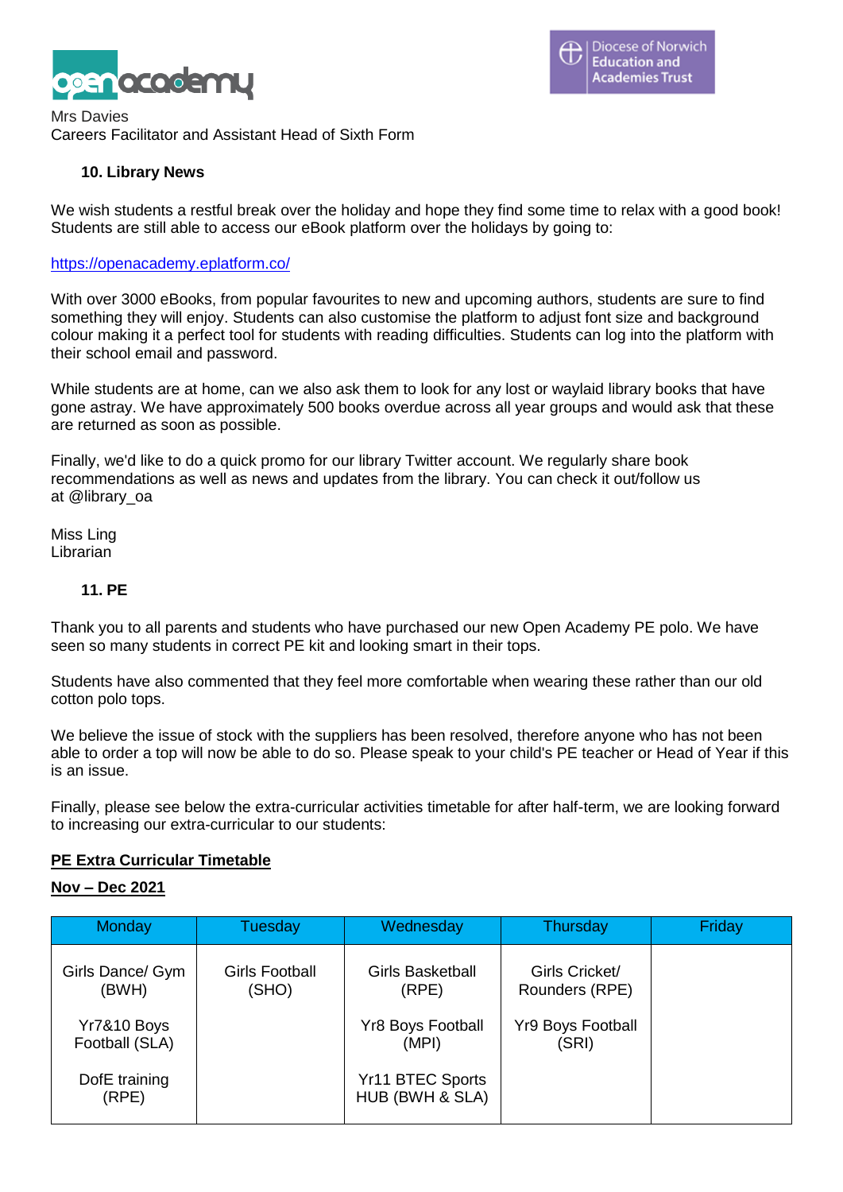Mrs Davies
Careers Facilitator and Assistant Head of Sixth Form

### 10. Library News

We wish students a restful break over the holiday and hope they find some time to relax with a good book! Students are still able to access our eBook platform over the holidays by going to:

https://openacademy.eplatform.co/

With over 3000 eBooks, from popular favourites to new and upcoming authors, students are sure to find something they will enjoy. Students can also customise the platform to adjust font size and background colour making it a perfect tool for students with reading difficulties. Students can log into the platform with their school email and password.

While students are at home, can we also ask them to look for any lost or waylaid library books that have gone astray. We have approximately 500 books overdue across all year groups and would ask that these are returned as soon as possible.

Finally, we'd like to do a quick promo for our library Twitter account. We regularly share book recommendations as well as news and updates from the library. You can check it out/follow us at @library_oa

Miss Ling
Librarian

### 11. PE

Thank you to all parents and students who have purchased our new Open Academy PE polo. We have seen so many students in correct PE kit and looking smart in their tops.

Students have also commented that they feel more comfortable when wearing these rather than our old cotton polo tops.

We believe the issue of stock with the suppliers has been resolved, therefore anyone who has not been able to order a top will now be able to do so. Please speak to your child's PE teacher or Head of Year if this is an issue.

Finally, please see below the extra-curricular activities timetable for after half-term, we are looking forward to increasing our extra-curricular to our students:

**PE Extra Curricular Timetable**

**Nov – Dec 2021**

| Monday | Tuesday | Wednesday | Thursday | Friday |
|---|---|---|---|---|
| Girls Dance/ Gym (BWH)<br><br>Yr7&10 Boys Football (SLA)<br><br>DofE training (RPE) | Girls Football (SHO) | Girls Basketball (RPE)<br><br>Yr8 Boys Football (MPI)<br><br>Yr11 BTEC Sports HUB (BWH & SLA) | Girls Cricket/ Rounders (RPE)<br><br>Yr9 Boys Football (SRI) | |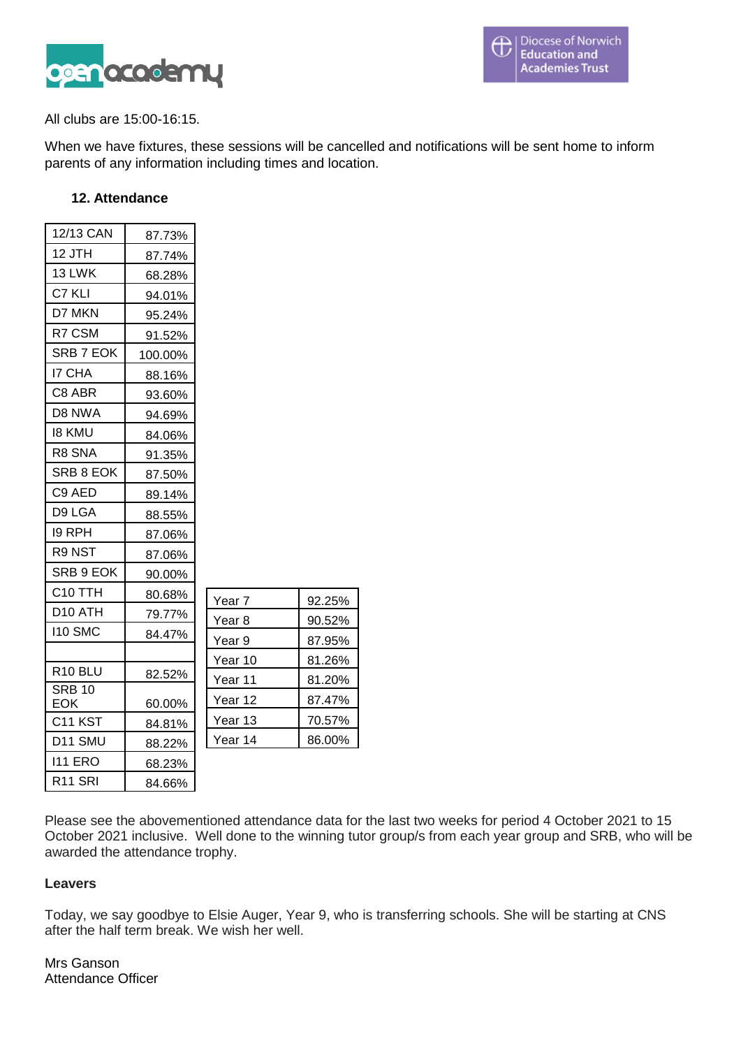All clubs are 15:00-16:15.

When we have fixtures, these sessions will be cancelled and notifications will be sent home to inform parents of any information including times and location.

**12. Attendance**

| Tutor Group | Attendance |
|---|---|
| 12/13 CAN | 87.73% |
| 12 JTH | 87.74% |
| 13 LWK | 68.28% |
| C7 KLI | 94.01% |
| D7 MKN | 95.24% |
| R7 CSM | 91.52% |
| SRB 7 EOK | 100.00% |
| I7 CHA | 88.16% |
| C8 ABR | 93.60% |
| D8 NWA | 94.69% |
| I8 KMU | 84.06% |
| R8 SNA | 91.35% |
| SRB 8 EOK | 87.50% |
| C9 AED | 89.14% |
| D9 LGA | 88.55% |
| I9 RPH | 87.06% |
| R9 NST | 87.06% |
| SRB 9 EOK | 90.00% |
| C10 TTH | 80.68% |
| D10 ATH | 79.77% |
| I10 SMC | 84.47% |
| | |
| R10 BLU | 82.52% |
| SRB 10 EOK | 60.00% |
| C11 KST | 84.81% |
| D11 SMU | 88.22% |
| I11 ERO | 68.23% |
| R11 SRI | 84.66% |

| Year | Attendance |
|---|---|
| Year 7 | 92.25% |
| Year 8 | 90.52% |
| Year 9 | 87.95% |
| Year 10 | 81.26% |
| Year 11 | 81.20% |
| Year 12 | 87.47% |
| Year 13 | 70.57% |
| Year 14 | 86.00% |

Please see the abovementioned attendance data for the last two weeks for period 4 October 2021 to 15 October 2021 inclusive. Well done to the winning tutor group/s from each year group and SRB, who will be awarded the attendance trophy.

**Leavers**

Today, we say goodbye to Elsie Auger, Year 9, who is transferring schools. She will be starting at CNS after the half term break. We wish her well.

Mrs Ganson
Attendance Officer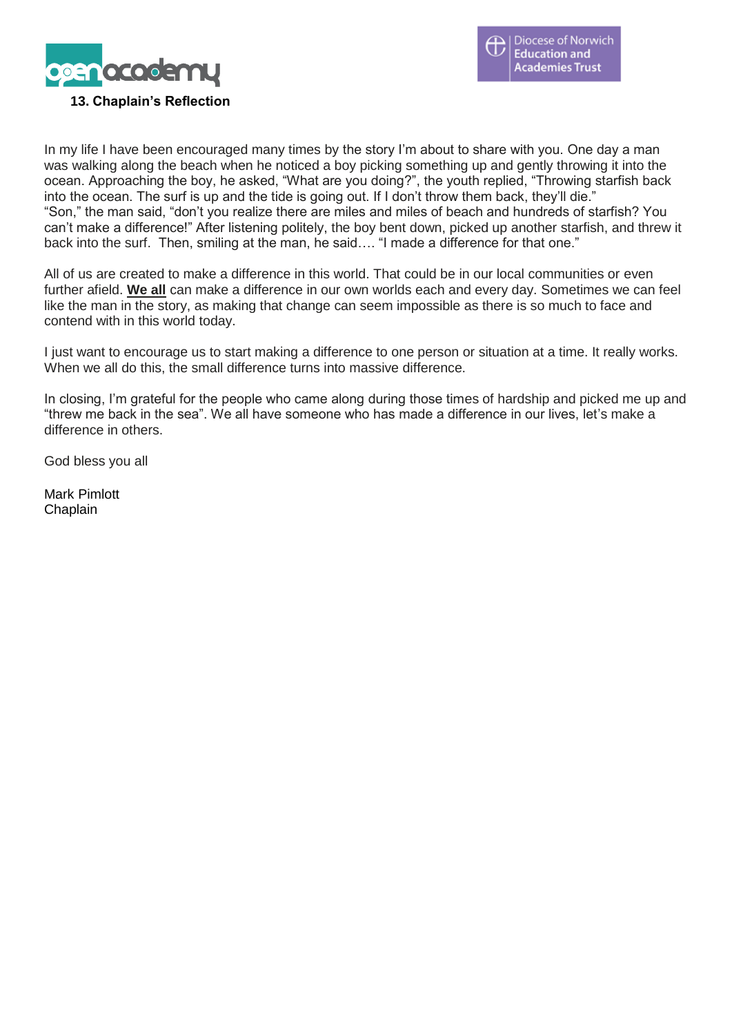## 13. Chaplain's Reflection

In my life I have been encouraged many times by the story I'm about to share with you. One day a man was walking along the beach when he noticed a boy picking something up and gently throwing it into the ocean. Approaching the boy, he asked, "What are you doing?", the youth replied, "Throwing starfish back into the ocean. The surf is up and the tide is going out. If I don't throw them back, they'll die." "Son," the man said, "don't you realize there are miles and miles of beach and hundreds of starfish? You can't make a difference!" After listening politely, the boy bent down, picked up another starfish, and threw it back into the surf. Then, smiling at the man, he said…. "I made a difference for that one."

All of us are created to make a difference in this world. That could be in our local communities or even further afield. **<u>We all</u>** can make a difference in our own worlds each and every day. Sometimes we can feel like the man in the story, as making that change can seem impossible as there is so much to face and contend with in this world today.

I just want to encourage us to start making a difference to one person or situation at a time. It really works. When we all do this, the small difference turns into massive difference.

In closing, I'm grateful for the people who came along during those times of hardship and picked me up and "threw me back in the sea". We all have someone who has made a difference in our lives, let's make a difference in others.

God bless you all

Mark Pimlott
Chaplain